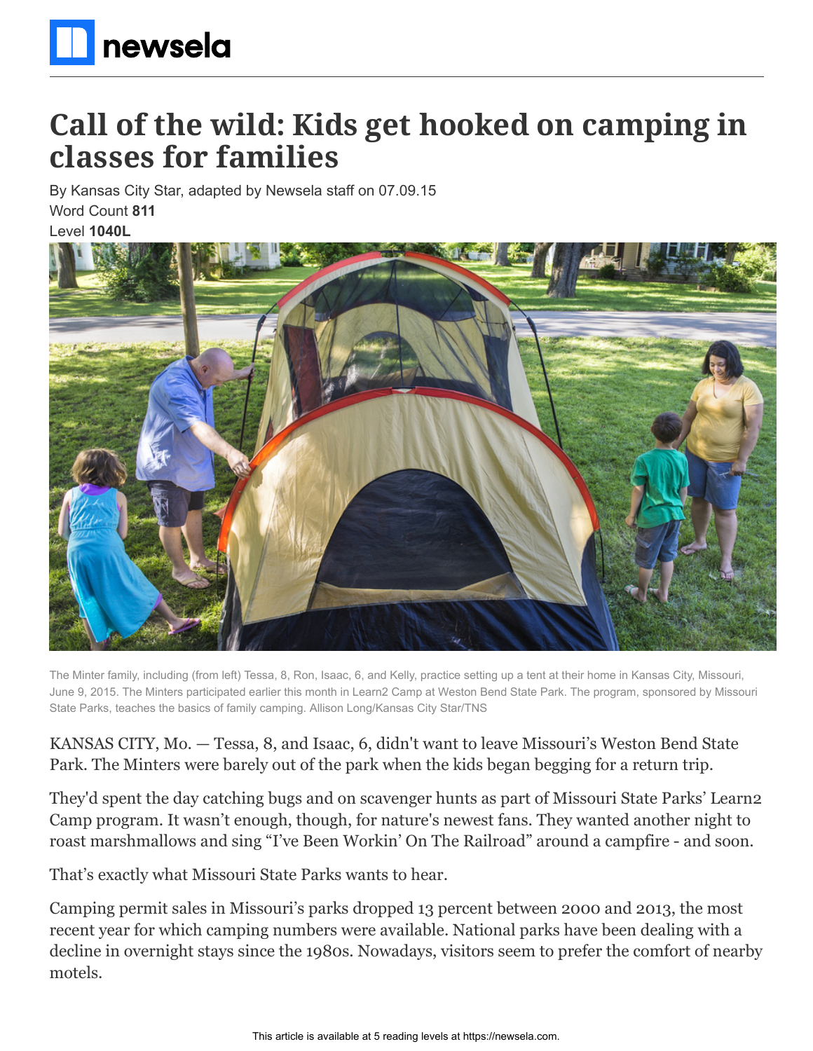# Call of the wild: Kids get hooked on camping in classes for families

By Kansas City Star, adapted by Newsela staff on 07.09.15

Word Count **811**

Level **1040L**

The Minter family, including (from left) Tessa, 8, Ron, Isaac, 6, and Kelly, practice setting up a tent at their home in Kansas City, Missouri, June 9, 2015. The Minters participated earlier this month in Learn2 Camp at Weston Bend State Park. The program, sponsored by Missouri State Parks, teaches the basics of family camping. Allison Long/Kansas City Star/TNS

KANSAS CITY, Mo. — Tessa, 8, and Isaac, 6, didn't want to leave Missouri's Weston Bend State Park. The Minters were barely out of the park when the kids began begging for a return trip.

They'd spent the day catching bugs and on scavenger hunts as part of Missouri State Parks' Learn2 Camp program. It wasn't enough, though, for nature's newest fans. They wanted another night to roast marshmallows and sing "I've Been Workin' On The Railroad" around a campfire - and soon.

That's exactly what Missouri State Parks wants to hear.

Camping permit sales in Missouri's parks dropped 13 percent between 2000 and 2013, the most recent year for which camping numbers were available. National parks have been dealing with a decline in overnight stays since the 1980s. Nowadays, visitors seem to prefer the comfort of nearby motels.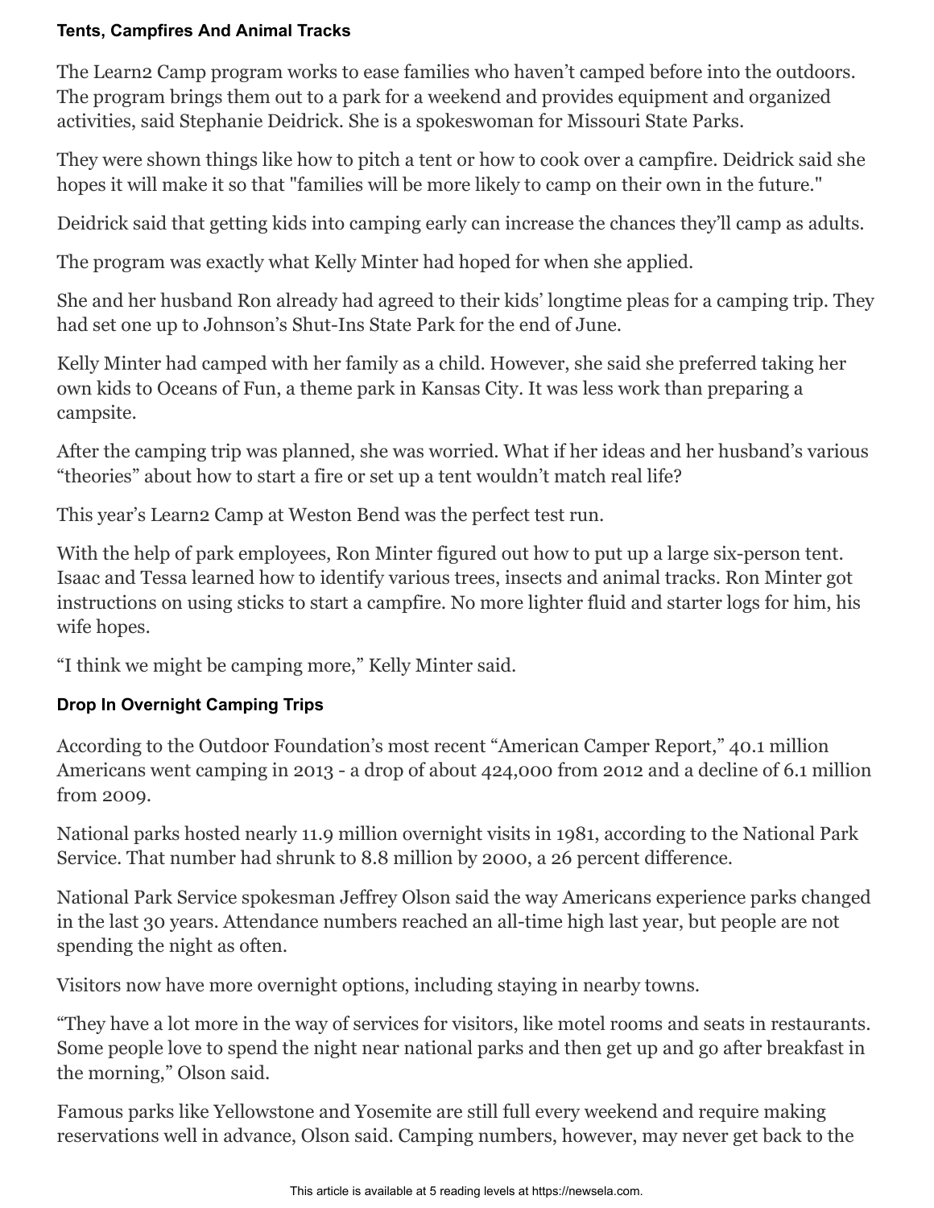### Tents, Campfires And Animal Tracks

The Learn2 Camp program works to ease families who haven't camped before into the outdoors. The program brings them out to a park for a weekend and provides equipment and organized activities, said Stephanie Deidrick. She is a spokeswoman for Missouri State Parks.

They were shown things like how to pitch a tent or how to cook over a campfire. Deidrick said she hopes it will make it so that "families will be more likely to camp on their own in the future."

Deidrick said that getting kids into camping early can increase the chances they'll camp as adults.

The program was exactly what Kelly Minter had hoped for when she applied.

She and her husband Ron already had agreed to their kids' longtime pleas for a camping trip. They had set one up to Johnson's Shut-Ins State Park for the end of June.

Kelly Minter had camped with her family as a child. However, she said she preferred taking her own kids to Oceans of Fun, a theme park in Kansas City. It was less work than preparing a campsite.

After the camping trip was planned, she was worried. What if her ideas and her husband's various "theories" about how to start a fire or set up a tent wouldn't match real life?

This year's Learn2 Camp at Weston Bend was the perfect test run.

With the help of park employees, Ron Minter figured out how to put up a large six-person tent. Isaac and Tessa learned how to identify various trees, insects and animal tracks. Ron Minter got instructions on using sticks to start a campfire. No more lighter fluid and starter logs for him, his wife hopes.

"I think we might be camping more," Kelly Minter said.

### Drop In Overnight Camping Trips

According to the Outdoor Foundation's most recent "American Camper Report," 40.1 million Americans went camping in 2013 - a drop of about 424,000 from 2012 and a decline of 6.1 million from 2009.

National parks hosted nearly 11.9 million overnight visits in 1981, according to the National Park Service. That number had shrunk to 8.8 million by 2000, a 26 percent difference.

National Park Service spokesman Jeffrey Olson said the way Americans experience parks changed in the last 30 years. Attendance numbers reached an all-time high last year, but people are not spending the night as often.

Visitors now have more overnight options, including staying in nearby towns.

"They have a lot more in the way of services for visitors, like motel rooms and seats in restaurants. Some people love to spend the night near national parks and then get up and go after breakfast in the morning," Olson said.

Famous parks like Yellowstone and Yosemite are still full every weekend and require making reservations well in advance, Olson said. Camping numbers, however, may never get back to the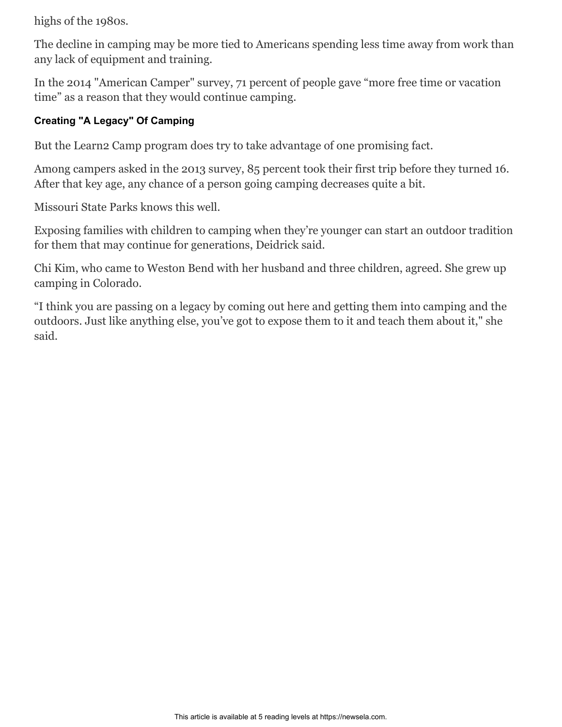highs of the 1980s.

The decline in camping may be more tied to Americans spending less time away from work than any lack of equipment and training.

In the 2014 "American Camper" survey, 71 percent of people gave "more free time or vacation time" as a reason that they would continue camping.

### Creating "A Legacy" Of Camping

But the Learn2 Camp program does try to take advantage of one promising fact.

Among campers asked in the 2013 survey, 85 percent took their first trip before they turned 16. After that key age, any chance of a person going camping decreases quite a bit.

Missouri State Parks knows this well.

Exposing families with children to camping when they're younger can start an outdoor tradition for them that may continue for generations, Deidrick said.

Chi Kim, who came to Weston Bend with her husband and three children, agreed. She grew up camping in Colorado.

"I think you are passing on a legacy by coming out here and getting them into camping and the outdoors. Just like anything else, you've got to expose them to it and teach them about it," she said.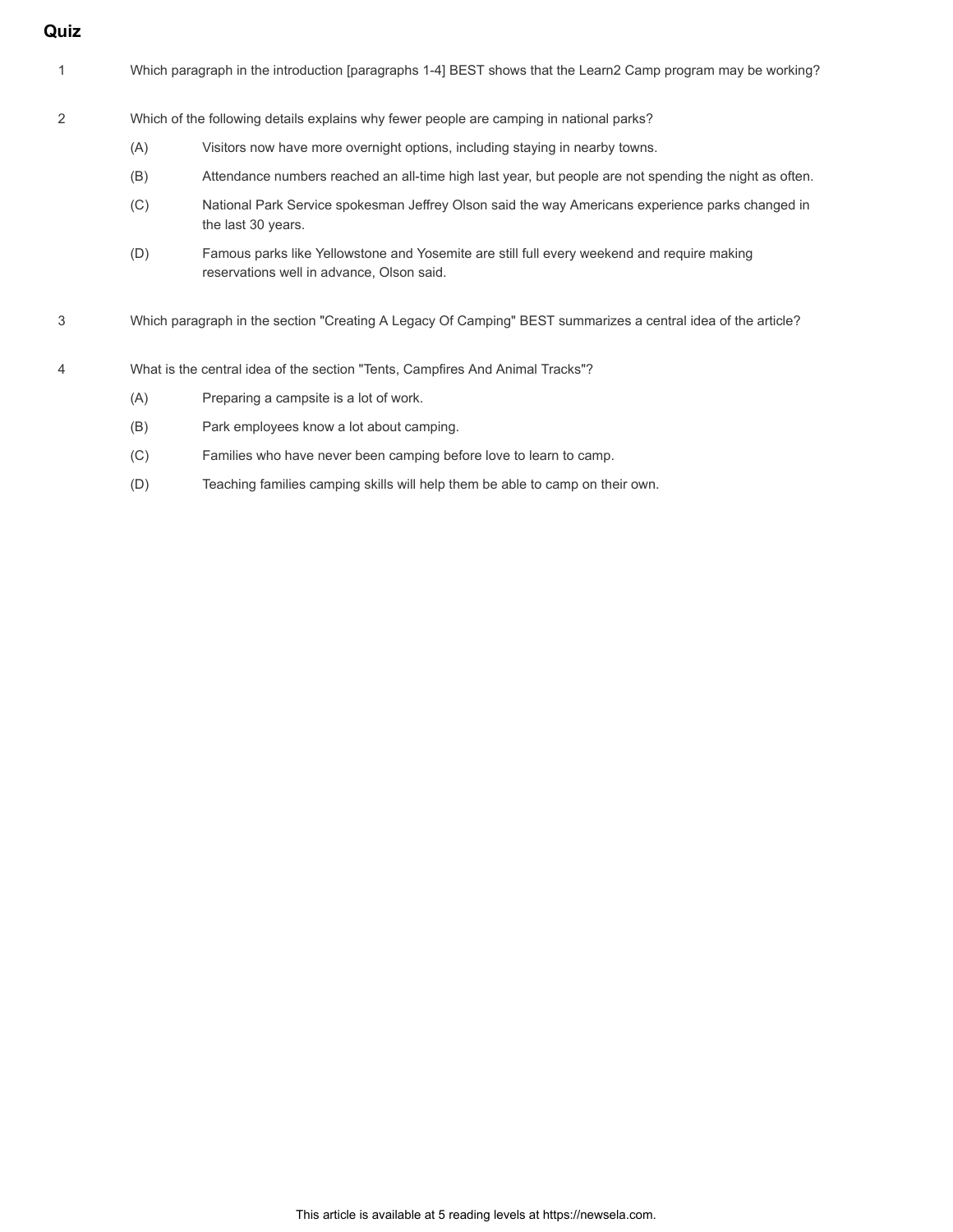## Quiz

1. Which paragraph in the introduction [paragraphs 1-4] BEST shows that the Learn2 Camp program may be working?

2. Which of the following details explains why fewer people are camping in national parks?

   (A) Visitors now have more overnight options, including staying in nearby towns.

   (B) Attendance numbers reached an all-time high last year, but people are not spending the night as often.

   (C) National Park Service spokesman Jeffrey Olson said the way Americans experience parks changed in the last 30 years.

   (D) Famous parks like Yellowstone and Yosemite are still full every weekend and require making reservations well in advance, Olson said.

3. Which paragraph in the section "Creating A Legacy Of Camping" BEST summarizes a central idea of the article?

4. What is the central idea of the section "Tents, Campfires And Animal Tracks"?

   (A) Preparing a campsite is a lot of work.

   (B) Park employees know a lot about camping.

   (C) Families who have never been camping before love to learn to camp.

   (D) Teaching families camping skills will help them be able to camp on their own.

This article is available at 5 reading levels at https://newsela.com.